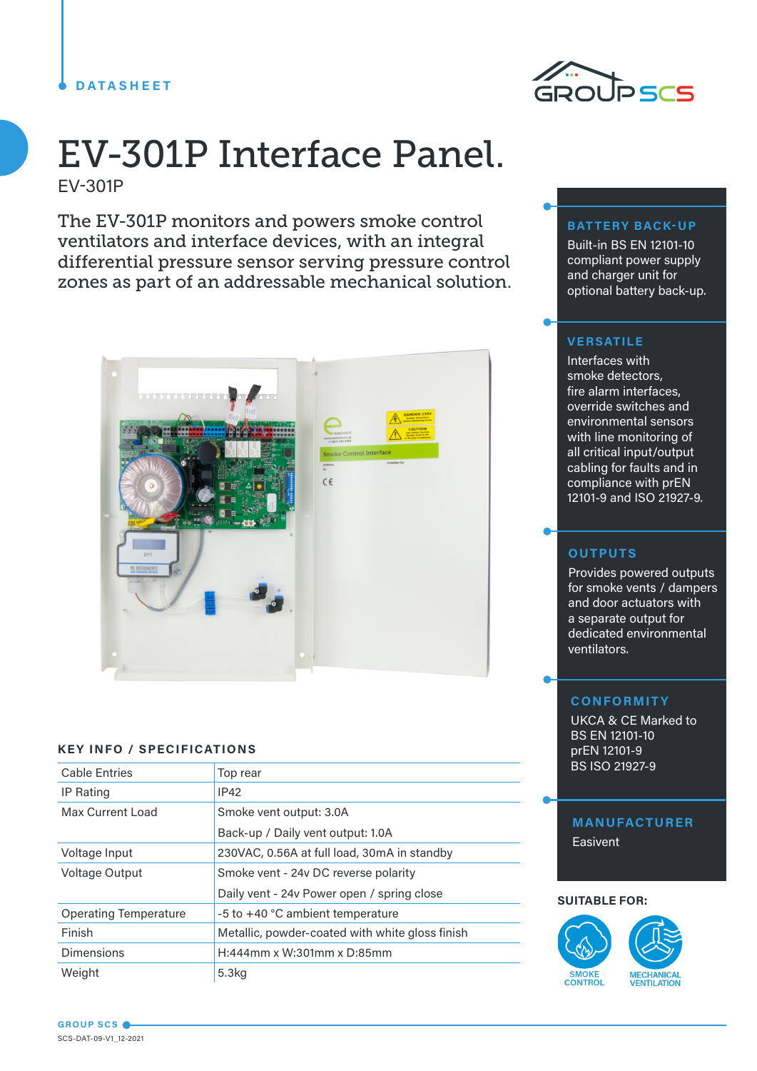DATASHEET

# EV-301P Interface Panel.

EV-301P

The EV-301P monitors and powers smoke control ventilators and interface devices, with an integral differential pressure sensor serving pressure control zones as part of an addressable mechanical solution.

## KEY INFO / SPECIFICATIONS

| | |
|---|---|
| Cable Entries | Top rear |
| IP Rating | IP42 |
| Max Current Load | Smoke vent output: 3.0A |
| | Back-up / Daily vent output: 1.0A |
| Voltage Input | 230VAC, 0.56A at full load, 30mA in standby |
| Voltage Output | Smoke vent - 24v DC reverse polarity |
| | Daily vent - 24v Power open / spring close |
| Operating Temperature | -5 to +40 °C ambient temperature |
| Finish | Metallic, powder-coated with white gloss finish |
| Dimensions | H:444mm x W:301mm x D:85mm |
| Weight | 5.3kg |

### BATTERY BACK-UP

Built-in BS EN 12101-10 compliant power supply and charger unit for optional battery back-up.

### VERSATILE

Interfaces with smoke detectors, fire alarm interfaces, override switches and environmental sensors with line monitoring of all critical input/output cabling for faults and in compliance with prEN 12101-9 and ISO 21927-9.

### OUTPUTS

Provides powered outputs for smoke vents / dampers and door actuators with a separate output for dedicated environmental ventilators.

### CONFORMITY

UKCA & CE Marked to
BS EN 12101-10
prEN 12101-9
BS ISO 21927-9

### MANUFACTURER

Easivent

**SUITABLE FOR:**

SMOKE CONTROL

MECHANICAL VENTILATION

SCS-DAT-09-V1_12-2021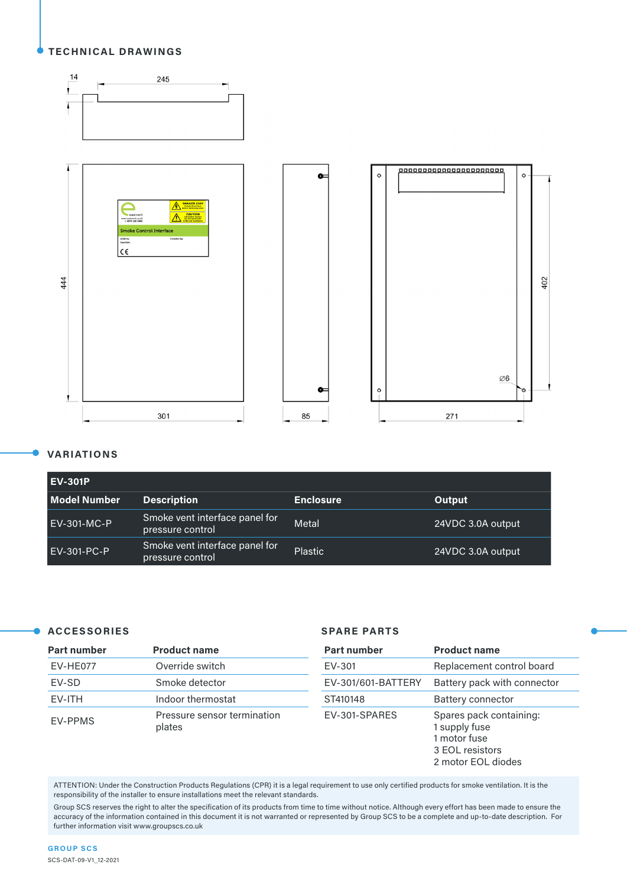## TECHNICAL DRAWINGS

14
245
444
301
85
402
Ø6
271

Smoke Control Interface

## VARIATIONS

| EV-301P | | | |
|---|---|---|---|
| **Model Number** | **Description** | **Enclosure** | **Output** |
| EV-301-MC-P | Smoke vent interface panel for pressure control | Metal | 24VDC 3.0A output |
| EV-301-PC-P | Smoke vent interface panel for pressure control | Plastic | 24VDC 3.0A output |

## ACCESSORIES

| Part number | Product name |
|---|---|
| EV-HE077 | Override switch |
| EV-SD | Smoke detector |
| EV-ITH | Indoor thermostat |
| EV-PPMS | Pressure sensor termination plates |

## SPARE PARTS

| Part number | Product name |
|---|---|
| EV-301 | Replacement control board |
| EV-301/601-BATTERY | Battery pack with connector |
| ST410148 | Battery connector |
| EV-301-SPARES | Spares pack containing:<br>1 supply fuse<br>1 motor fuse<br>3 EOL resistors<br>2 motor EOL diodes |

ATTENTION: Under the Construction Products Regulations (CPR) it is a legal requirement to use only certified products for smoke ventilation. It is the responsibility of the installer to ensure installations meet the relevant standards.

Group SCS reserves the right to alter the specification of its products from time to time without notice. Although every effort has been made to ensure the accuracy of the information contained in this document it is not warranted or represented by Group SCS to be a complete and up-to-date description. For further information visit www.groupscs.co.uk

GROUP SCS

SCS-DAT-09-V1_12-2021